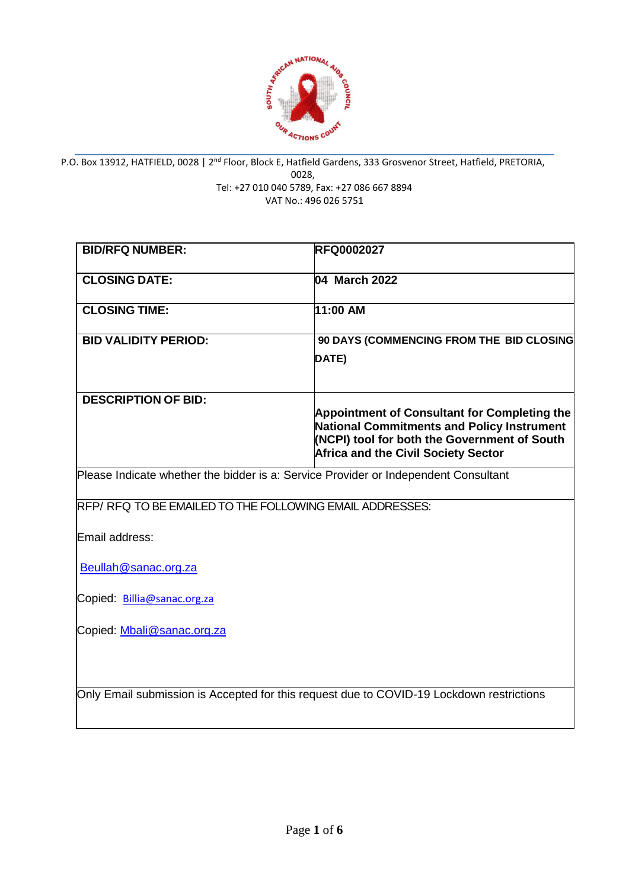P.O. Box 13912, HATFIELD, 0028 | 2nd Floor, Block E, Hatfield Gardens, 333 Grosvenor Street, Hatfield, PRETORIA, 0028,
Tel: +27 010 040 5789, Fax: +27 086 667 8894
VAT No.: 496 026 5751

| | |
|---|---|
| **BID/RFQ NUMBER:** | **RFQ0002027** |
| **CLOSING DATE:** | **04 March 2022** |
| **CLOSING TIME:** | **11:00 AM** |
| **BID VALIDITY PERIOD:** | **90 DAYS (COMMENCING FROM THE BID CLOSING DATE)** |
| **DESCRIPTION OF BID:** | **Appointment of Consultant for Completing the National Commitments and Policy Instrument (NCPI) tool for both the Government of South Africa and the Civil Society Sector** |
| Please Indicate whether the bidder is a: Service Provider or Independent Consultant | |
| RFP/ RFQ TO BE EMAILED TO THE FOLLOWING EMAIL ADDRESSES:<br><br>Email address:<br><br>Beullah@sanac.org.za<br><br>Copied: Billia@sanac.org.za<br><br>Copied: Mbali@sanac.org.za | |
| Only Email submission is Accepted for this request due to COVID-19 Lockdown restrictions | |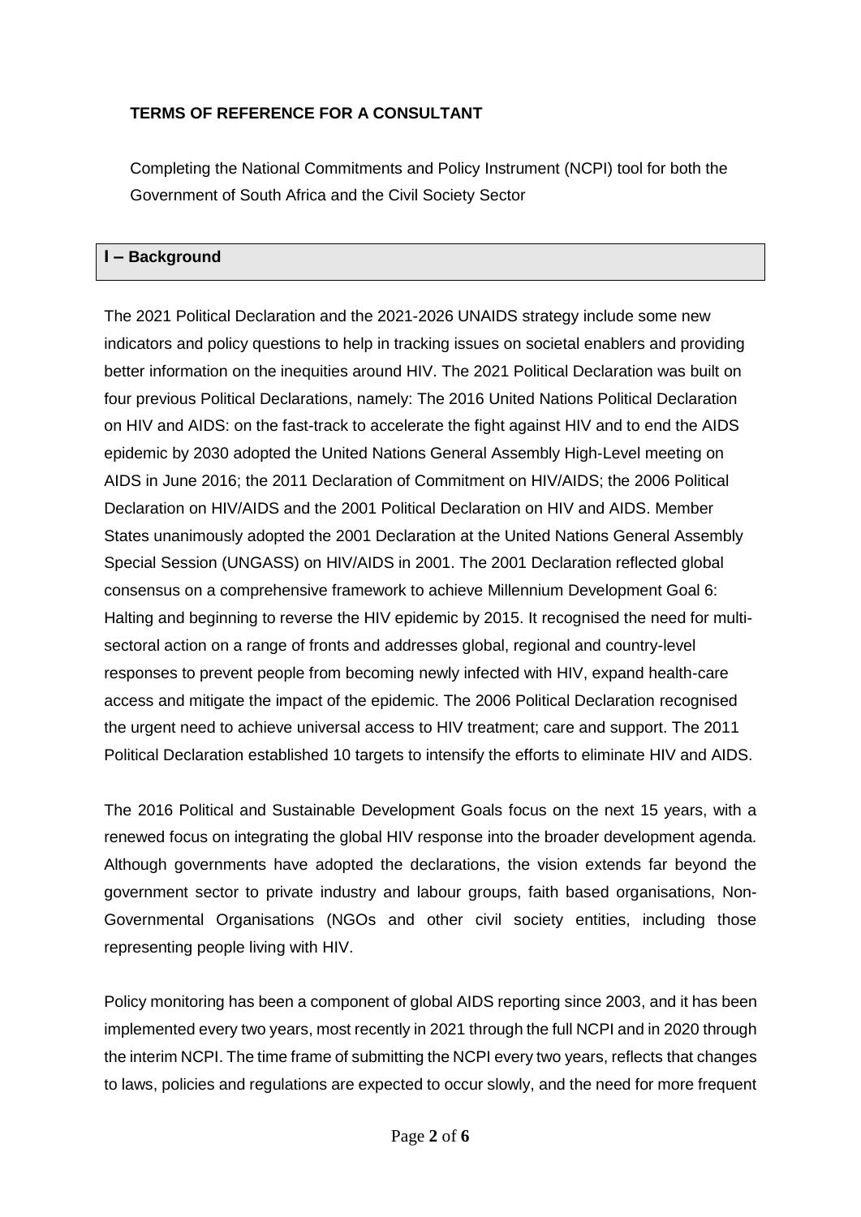**TERMS OF REFERENCE FOR A CONSULTANT**

Completing the National Commitments and Policy Instrument (NCPI) tool for both the Government of South Africa and the Civil Society Sector

## I – Background

The 2021 Political Declaration and the 2021-2026 UNAIDS strategy include some new indicators and policy questions to help in tracking issues on societal enablers and providing better information on the inequities around HIV. The 2021 Political Declaration was built on four previous Political Declarations, namely: The 2016 United Nations Political Declaration on HIV and AIDS: on the fast-track to accelerate the fight against HIV and to end the AIDS epidemic by 2030 adopted the United Nations General Assembly High-Level meeting on AIDS in June 2016; the 2011 Declaration of Commitment on HIV/AIDS; the 2006 Political Declaration on HIV/AIDS and the 2001 Political Declaration on HIV and AIDS. Member States unanimously adopted the 2001 Declaration at the United Nations General Assembly Special Session (UNGASS) on HIV/AIDS in 2001. The 2001 Declaration reflected global consensus on a comprehensive framework to achieve Millennium Development Goal 6: Halting and beginning to reverse the HIV epidemic by 2015. It recognised the need for multi-sectoral action on a range of fronts and addresses global, regional and country-level responses to prevent people from becoming newly infected with HIV, expand health-care access and mitigate the impact of the epidemic. The 2006 Political Declaration recognised the urgent need to achieve universal access to HIV treatment; care and support. The 2011 Political Declaration established 10 targets to intensify the efforts to eliminate HIV and AIDS.

The 2016 Political and Sustainable Development Goals focus on the next 15 years, with a renewed focus on integrating the global HIV response into the broader development agenda. Although governments have adopted the declarations, the vision extends far beyond the government sector to private industry and labour groups, faith based organisations, Non-Governmental Organisations (NGOs and other civil society entities, including those representing people living with HIV.

Policy monitoring has been a component of global AIDS reporting since 2003, and it has been implemented every two years, most recently in 2021 through the full NCPI and in 2020 through the interim NCPI. The time frame of submitting the NCPI every two years, reflects that changes to laws, policies and regulations are expected to occur slowly, and the need for more frequent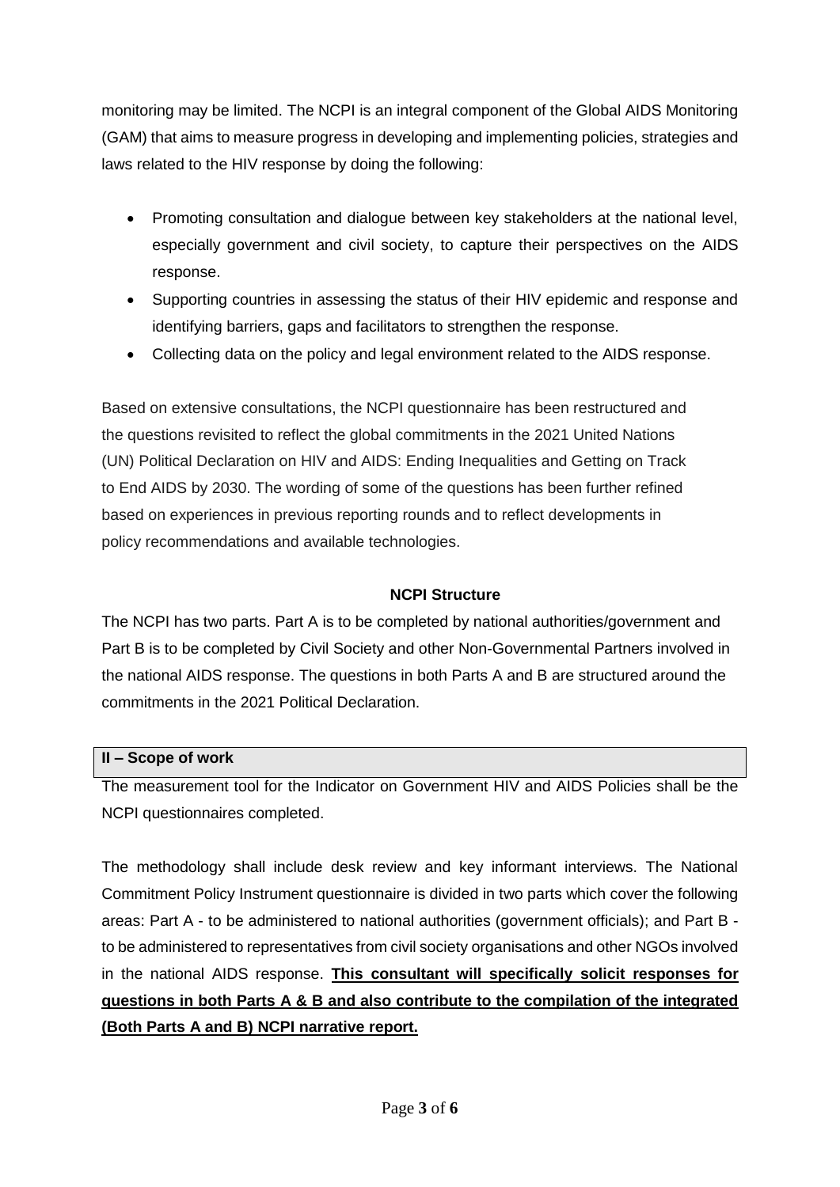monitoring may be limited. The NCPI is an integral component of the Global AIDS Monitoring (GAM) that aims to measure progress in developing and implementing policies, strategies and laws related to the HIV response by doing the following:

- Promoting consultation and dialogue between key stakeholders at the national level, especially government and civil society, to capture their perspectives on the AIDS response.
- Supporting countries in assessing the status of their HIV epidemic and response and identifying barriers, gaps and facilitators to strengthen the response.
- Collecting data on the policy and legal environment related to the AIDS response.

Based on extensive consultations, the NCPI questionnaire has been restructured and the questions revisited to reflect the global commitments in the 2021 United Nations (UN) Political Declaration on HIV and AIDS: Ending Inequalities and Getting on Track to End AIDS by 2030. The wording of some of the questions has been further refined based on experiences in previous reporting rounds and to reflect developments in policy recommendations and available technologies.

### NCPI Structure

The NCPI has two parts. Part A is to be completed by national authorities/government and Part B is to be completed by Civil Society and other Non-Governmental Partners involved in the national AIDS response. The questions in both Parts A and B are structured around the commitments in the 2021 Political Declaration.

## II – Scope of work

The measurement tool for the Indicator on Government HIV and AIDS Policies shall be the NCPI questionnaires completed.

The methodology shall include desk review and key informant interviews. The National Commitment Policy Instrument questionnaire is divided in two parts which cover the following areas: Part A - to be administered to national authorities (government officials); and Part B - to be administered to representatives from civil society organisations and other NGOs involved in the national AIDS response. **<u>This consultant will specifically solicit responses for questions in both Parts A & B and also contribute to the compilation of the integrated (Both Parts A and B) NCPI narrative report.</u>**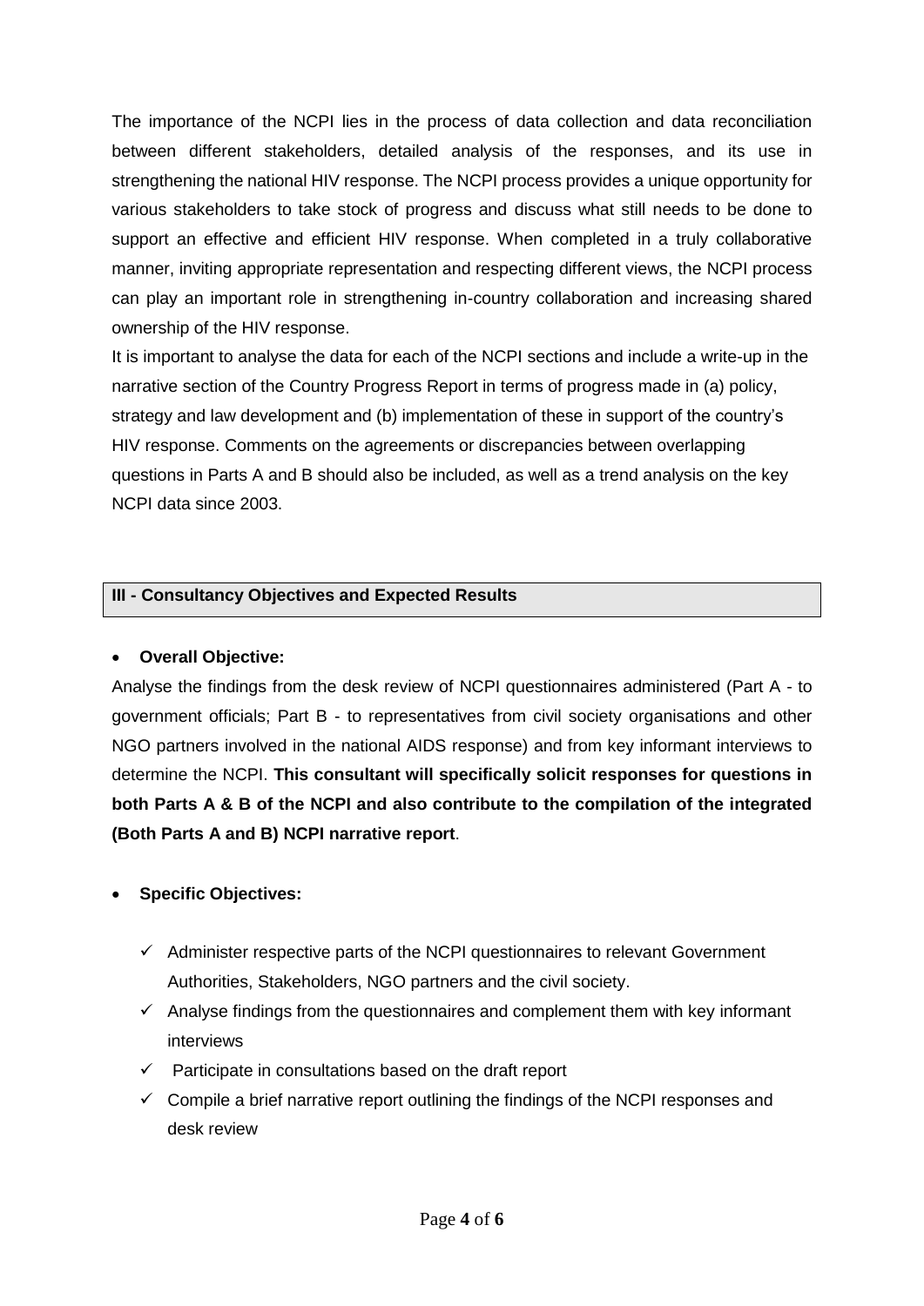The importance of the NCPI lies in the process of data collection and data reconciliation between different stakeholders, detailed analysis of the responses, and its use in strengthening the national HIV response. The NCPI process provides a unique opportunity for various stakeholders to take stock of progress and discuss what still needs to be done to support an effective and efficient HIV response. When completed in a truly collaborative manner, inviting appropriate representation and respecting different views, the NCPI process can play an important role in strengthening in-country collaboration and increasing shared ownership of the HIV response.

It is important to analyse the data for each of the NCPI sections and include a write-up in the narrative section of the Country Progress Report in terms of progress made in (a) policy, strategy and law development and (b) implementation of these in support of the country's HIV response. Comments on the agreements or discrepancies between overlapping questions in Parts A and B should also be included, as well as a trend analysis on the key NCPI data since 2003.

## III - Consultancy Objectives and Expected Results

- **Overall Objective:**

Analyse the findings from the desk review of NCPI questionnaires administered (Part A - to government officials; Part B - to representatives from civil society organisations and other NGO partners involved in the national AIDS response) and from key informant interviews to determine the NCPI. **This consultant will specifically solicit responses for questions in both Parts A & B of the NCPI and also contribute to the compilation of the integrated (Both Parts A and B) NCPI narrative report**.

- **Specific Objectives:**

  - ✓ Administer respective parts of the NCPI questionnaires to relevant Government Authorities, Stakeholders, NGO partners and the civil society.
  - ✓ Analyse findings from the questionnaires and complement them with key informant interviews
  - ✓ Participate in consultations based on the draft report
  - ✓ Compile a brief narrative report outlining the findings of the NCPI responses and desk review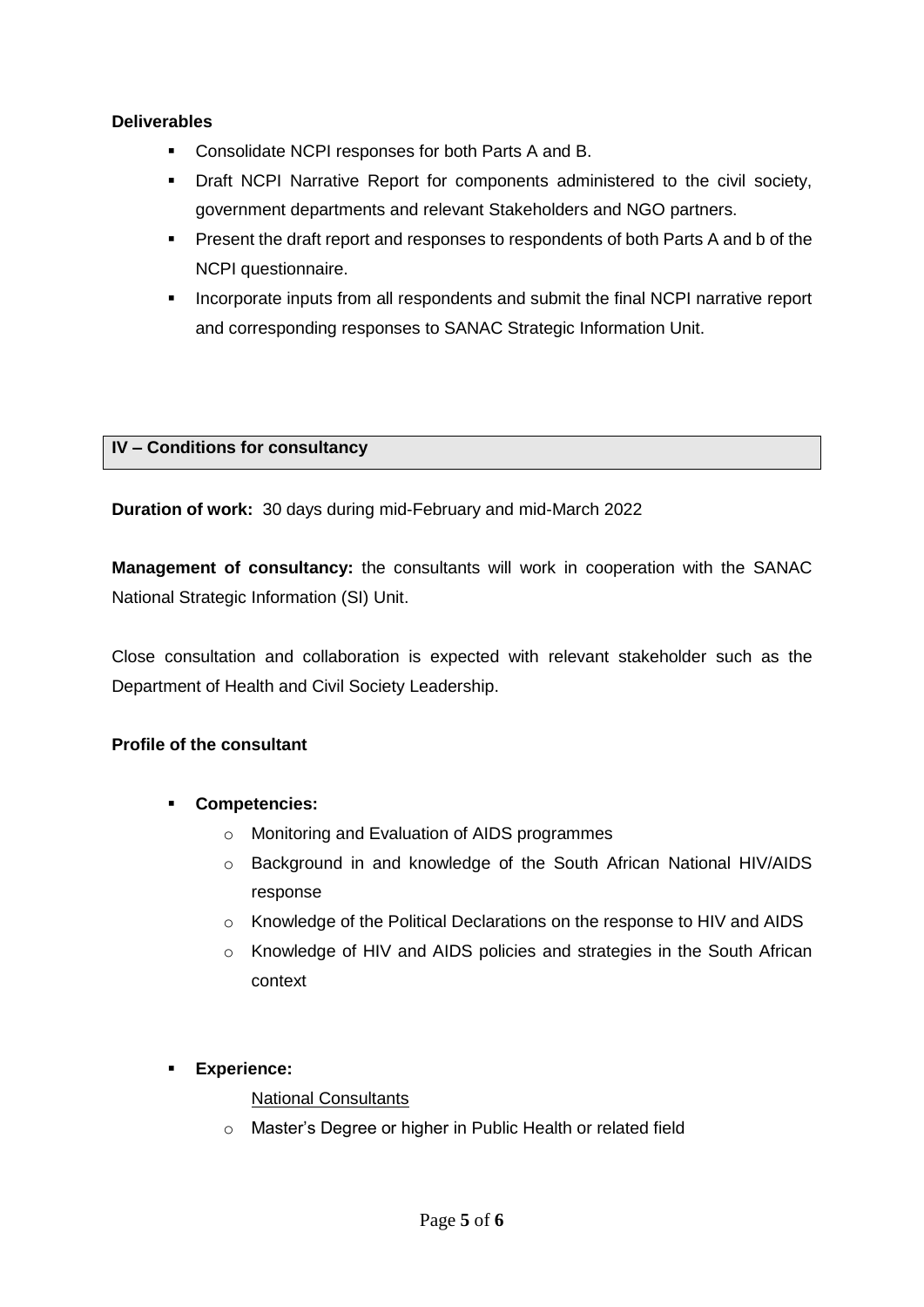**Deliverables**

- Consolidate NCPI responses for both Parts A and B.
- Draft NCPI Narrative Report for components administered to the civil society, government departments and relevant Stakeholders and NGO partners.
- Present the draft report and responses to respondents of both Parts A and b of the NCPI questionnaire.
- Incorporate inputs from all respondents and submit the final NCPI narrative report and corresponding responses to SANAC Strategic Information Unit.

## IV – Conditions for consultancy

**Duration of work:** 30 days during mid-February and mid-March 2022

**Management of consultancy:** the consultants will work in cooperation with the SANAC National Strategic Information (SI) Unit.

Close consultation and collaboration is expected with relevant stakeholder such as the Department of Health and Civil Society Leadership.

**Profile of the consultant**

- **Competencies:**
  - Monitoring and Evaluation of AIDS programmes
  - Background in and knowledge of the South African National HIV/AIDS response
  - Knowledge of the Political Declarations on the response to HIV and AIDS
  - Knowledge of HIV and AIDS policies and strategies in the South African context

- **Experience:**

  National Consultants

  - Master's Degree or higher in Public Health or related field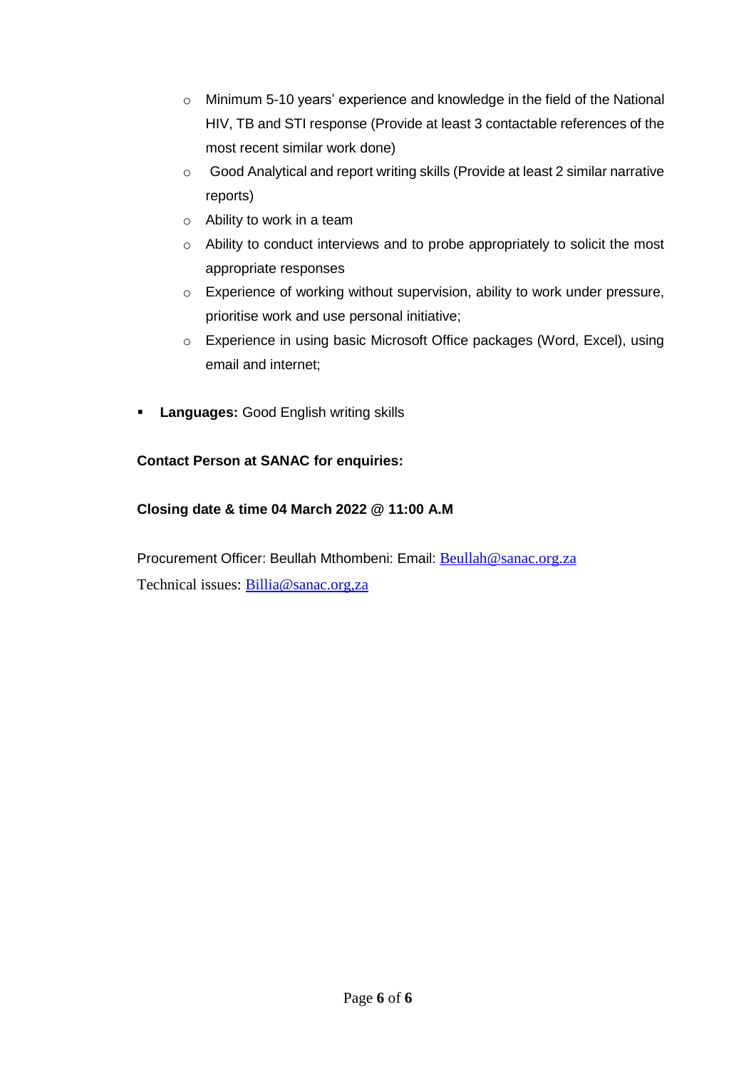- Minimum 5-10 years' experience and knowledge in the field of the National HIV, TB and STI response (Provide at least 3 contactable references of the most recent similar work done)
    - Good Analytical and report writing skills (Provide at least 2 similar narrative reports)
    - Ability to work in a team
    - Ability to conduct interviews and to probe appropriately to solicit the most appropriate responses
    - Experience of working without supervision, ability to work under pressure, prioritise work and use personal initiative;
    - Experience in using basic Microsoft Office packages (Word, Excel), using email and internet;

- **Languages:** Good English writing skills

**Contact Person at SANAC for enquiries:**

**Closing date & time 04 March 2022 @ 11:00 A.M**

Procurement Officer: Beullah Mthombeni: Email: Beullah@sanac.org.za

Technical issues: Billia@sanac.org,za